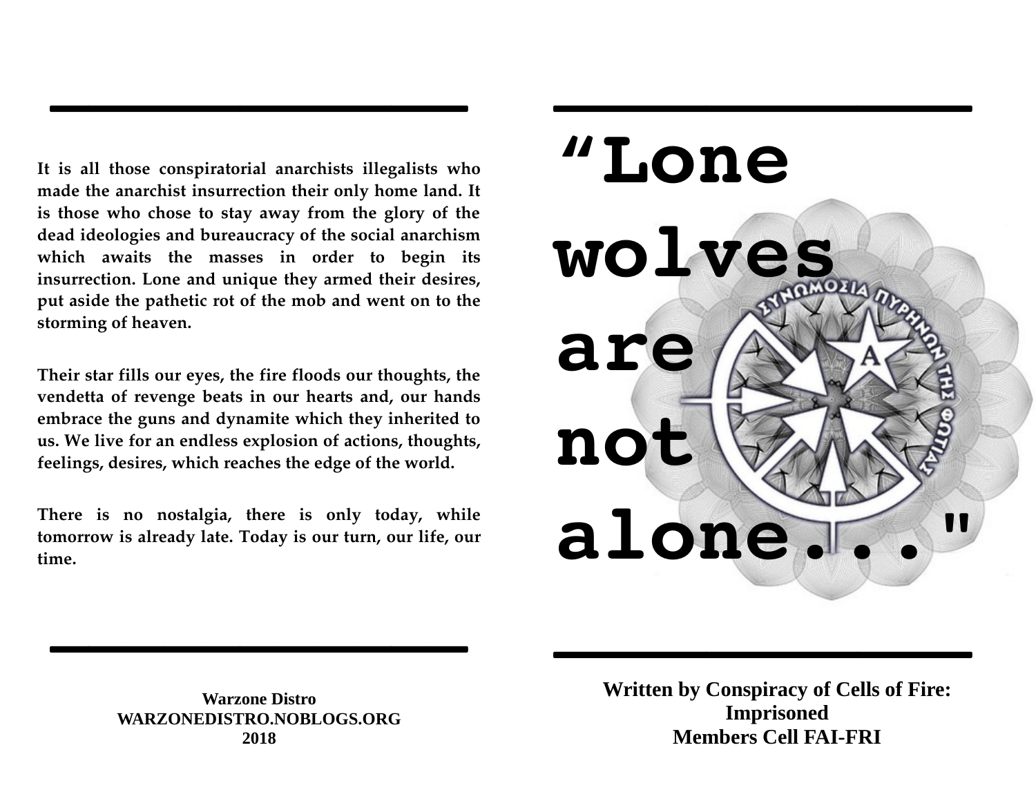It is all those conspiratorial anarchists illegalists who made the anarchist insurrection their only home land. It is those who chose to stay away from the glory of the dead ideologies and bureaucracy of the social anarchism which awaits the masses in order to begin its insurrection. Lone and unique they armed their desires, put aside the pathetic rot of the mob and went on to the storming of heaven.

Their star fills our eyes, the fire floods our thoughts, the vendetta of revenge beats in our hearts and, our hands embrace the guns and dynamite which they inherited to us. We live for an endless explosion of actions, thoughts, feelings, desires, which reaches the edge of the world.

There is no nostalgia, there is only today, while tomorrow is already late. Today is our turn, our life, our time.

**Warzone Distro**
**WARZONEDISTRO.NOBLOGS.ORG**
**2018**

# “Lone wolves are not alone..."

**Written by Conspiracy of Cells of Fire: Imprisoned Members Cell FAI-FRI**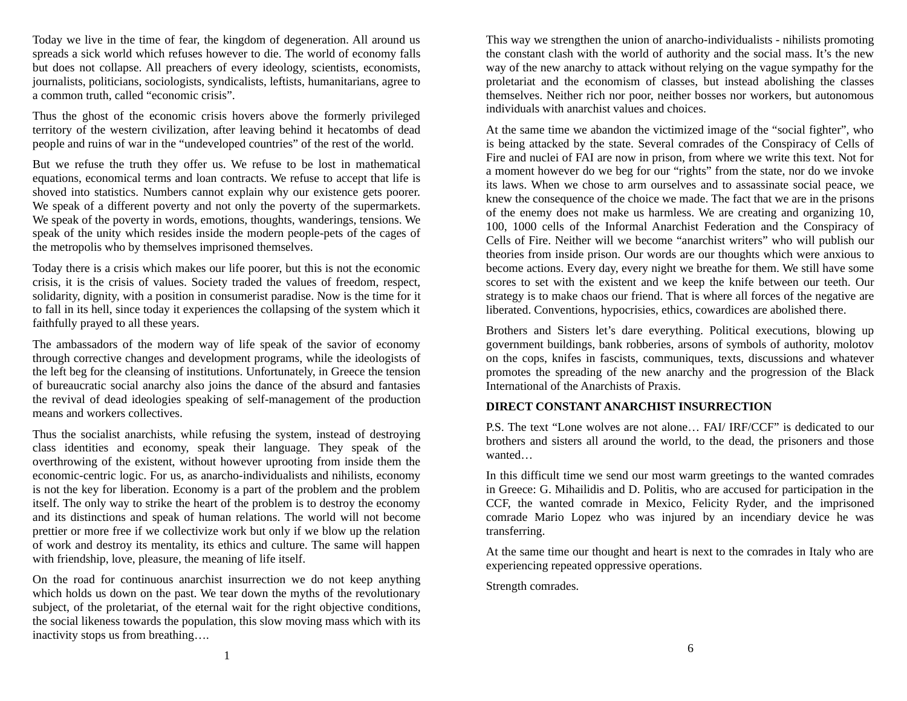Today we live in the time of fear, the kingdom of degeneration. All around us spreads a sick world which refuses however to die. The world of economy falls but does not collapse. All preachers of every ideology, scientists, economists, journalists, politicians, sociologists, syndicalists, leftists, humanitarians, agree to a common truth, called "economic crisis".

Thus the ghost of the economic crisis hovers above the formerly privileged territory of the western civilization, after leaving behind it hecatombs of dead people and ruins of war in the "undeveloped countries" of the rest of the world.

But we refuse the truth they offer us. We refuse to be lost in mathematical equations, economical terms and loan contracts. We refuse to accept that life is shoved into statistics. Numbers cannot explain why our existence gets poorer. We speak of a different poverty and not only the poverty of the supermarkets. We speak of the poverty in words, emotions, thoughts, wanderings, tensions. We speak of the unity which resides inside the modern people-pets of the cages of the metropolis who by themselves imprisoned themselves.

Today there is a crisis which makes our life poorer, but this is not the economic crisis, it is the crisis of values. Society traded the values of freedom, respect, solidarity, dignity, with a position in consumerist paradise. Now is the time for it to fall in its hell, since today it experiences the collapsing of the system which it faithfully prayed to all these years.

The ambassadors of the modern way of life speak of the savior of economy through corrective changes and development programs, while the ideologists of the left beg for the cleansing of institutions. Unfortunately, in Greece the tension of bureaucratic social anarchy also joins the dance of the absurd and fantasies the revival of dead ideologies speaking of self-management of the production means and workers collectives.

Thus the socialist anarchists, while refusing the system, instead of destroying class identities and economy, speak their language. They speak of the overthrowing of the existent, without however uprooting from inside them the economic-centric logic. For us, as anarcho-individualists and nihilists, economy is not the key for liberation. Economy is a part of the problem and the problem itself. The only way to strike the heart of the problem is to destroy the economy and its distinctions and speak of human relations. The world will not become prettier or more free if we collectivize work but only if we blow up the relation of work and destroy its mentality, its ethics and culture. The same will happen with friendship, love, pleasure, the meaning of life itself.

On the road for continuous anarchist insurrection we do not keep anything which holds us down on the past. We tear down the myths of the revolutionary subject, of the proletariat, of the eternal wait for the right objective conditions, the social likeness towards the population, this slow moving mass which with its inactivity stops us from breathing….

This way we strengthen the union of anarcho-individualists - nihilists promoting the constant clash with the world of authority and the social mass. It's the new way of the new anarchy to attack without relying on the vague sympathy for the proletariat and the economism of classes, but instead abolishing the classes themselves. Neither rich nor poor, neither bosses nor workers, but autonomous individuals with anarchist values and choices.

At the same time we abandon the victimized image of the "social fighter", who is being attacked by the state. Several comrades of the Conspiracy of Cells of Fire and nuclei of FAI are now in prison, from where we write this text. Not for a moment however do we beg for our "rights" from the state, nor do we invoke its laws. When we chose to arm ourselves and to assassinate social peace, we knew the consequence of the choice we made. The fact that we are in the prisons of the enemy does not make us harmless. We are creating and organizing 10, 100, 1000 cells of the Informal Anarchist Federation and the Conspiracy of Cells of Fire. Neither will we become "anarchist writers" who will publish our theories from inside prison. Our words are our thoughts which were anxious to become actions. Every day, every night we breathe for them. We still have some scores to set with the existent and we keep the knife between our teeth. Our strategy is to make chaos our friend. That is where all forces of the negative are liberated. Conventions, hypocrisies, ethics, cowardices are abolished there.

Brothers and Sisters let's dare everything. Political executions, blowing up government buildings, bank robberies, arsons of symbols of authority, molotov on the cops, knifes in fascists, communiques, texts, discussions and whatever promotes the spreading of the new anarchy and the progression of the Black International of the Anarchists of Praxis.

**DIRECT CONSTANT ANARCHIST INSURRECTION**

P.S. The text "Lone wolves are not alone… FAI/ IRF/CCF" is dedicated to our brothers and sisters all around the world, to the dead, the prisoners and those wanted…

In this difficult time we send our most warm greetings to the wanted comrades in Greece: G. Mihailidis and D. Politis, who are accused for participation in the CCF, the wanted comrade in Mexico, Felicity Ryder, and the imprisoned comrade Mario Lopez who was injured by an incendiary device he was transferring.

At the same time our thought and heart is next to the comrades in Italy who are experiencing repeated oppressive operations.

Strength comrades.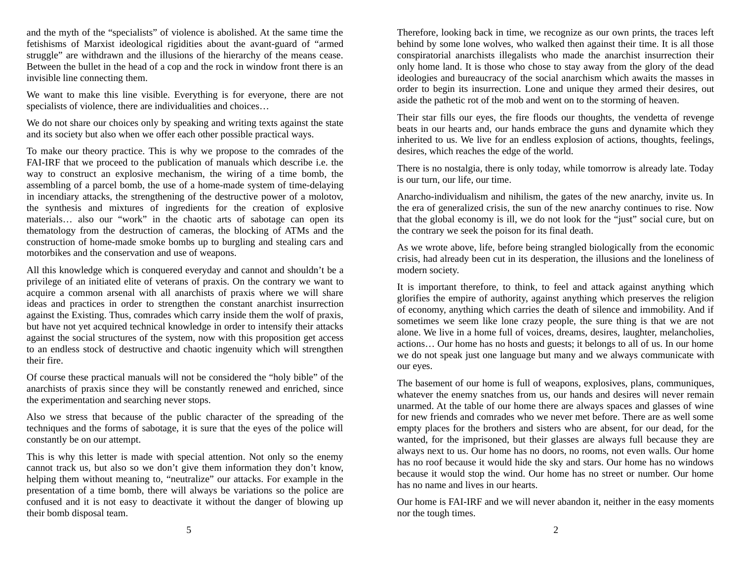and the myth of the "specialists" of violence is abolished. At the same time the fetishisms of Marxist ideological rigidities about the avant-guard of "armed struggle" are withdrawn and the illusions of the hierarchy of the means cease. Between the bullet in the head of a cop and the rock in window front there is an invisible line connecting them.

We want to make this line visible. Everything is for everyone, there are not specialists of violence, there are individualities and choices…

We do not share our choices only by speaking and writing texts against the state and its society but also when we offer each other possible practical ways.

To make our theory practice. This is why we propose to the comrades of the FAI-IRF that we proceed to the publication of manuals which describe i.e. the way to construct an explosive mechanism, the wiring of a time bomb, the assembling of a parcel bomb, the use of a home-made system of time-delaying in incendiary attacks, the strengthening of the destructive power of a molotov, the synthesis and mixtures of ingredients for the creation of explosive materials… also our "work" in the chaotic arts of sabotage can open its thematology from the destruction of cameras, the blocking of ATMs and the construction of home-made smoke bombs up to burgling and stealing cars and motorbikes and the conservation and use of weapons.

All this knowledge which is conquered everyday and cannot and shouldn't be a privilege of an initiated elite of veterans of praxis. On the contrary we want to acquire a common arsenal with all anarchists of praxis where we will share ideas and practices in order to strengthen the constant anarchist insurrection against the Existing. Thus, comrades which carry inside them the wolf of praxis, but have not yet acquired technical knowledge in order to intensify their attacks against the social structures of the system, now with this proposition get access to an endless stock of destructive and chaotic ingenuity which will strengthen their fire.

Of course these practical manuals will not be considered the "holy bible" of the anarchists of praxis since they will be constantly renewed and enriched, since the experimentation and searching never stops.

Also we stress that because of the public character of the spreading of the techniques and the forms of sabotage, it is sure that the eyes of the police will constantly be on our attempt.

This is why this letter is made with special attention. Not only so the enemy cannot track us, but also so we don't give them information they don't know, helping them without meaning to, "neutralize" our attacks. For example in the presentation of a time bomb, there will always be variations so the police are confused and it is not easy to deactivate it without the danger of blowing up their bomb disposal team.

Therefore, looking back in time, we recognize as our own prints, the traces left behind by some lone wolves, who walked then against their time. It is all those conspiratorial anarchists illegalists who made the anarchist insurrection their only home land. It is those who chose to stay away from the glory of the dead ideologies and bureaucracy of the social anarchism which awaits the masses in order to begin its insurrection. Lone and unique they armed their desires, out aside the pathetic rot of the mob and went on to the storming of heaven.

Their star fills our eyes, the fire floods our thoughts, the vendetta of revenge beats in our hearts and, our hands embrace the guns and dynamite which they inherited to us. We live for an endless explosion of actions, thoughts, feelings, desires, which reaches the edge of the world.

There is no nostalgia, there is only today, while tomorrow is already late. Today is our turn, our life, our time.

Anarcho-individualism and nihilism, the gates of the new anarchy, invite us. In the era of generalized crisis, the sun of the new anarchy continues to rise. Now that the global economy is ill, we do not look for the "just" social cure, but on the contrary we seek the poison for its final death.

As we wrote above, life, before being strangled biologically from the economic crisis, had already been cut in its desperation, the illusions and the loneliness of modern society.

It is important therefore, to think, to feel and attack against anything which glorifies the empire of authority, against anything which preserves the religion of economy, anything which carries the death of silence and immobility. And if sometimes we seem like lone crazy people, the sure thing is that we are not alone. We live in a home full of voices, dreams, desires, laughter, melancholies, actions… Our home has no hosts and guests; it belongs to all of us. In our home we do not speak just one language but many and we always communicate with our eyes.

The basement of our home is full of weapons, explosives, plans, communiques, whatever the enemy snatches from us, our hands and desires will never remain unarmed. At the table of our home there are always spaces and glasses of wine for new friends and comrades who we never met before. There are as well some empty places for the brothers and sisters who are absent, for our dead, for the wanted, for the imprisoned, but their glasses are always full because they are always next to us. Our home has no doors, no rooms, not even walls. Our home has no roof because it would hide the sky and stars. Our home has no windows because it would stop the wind. Our home has no street or number. Our home has no name and lives in our hearts.

Our home is FAI-IRF and we will never abandon it, neither in the easy moments nor the tough times.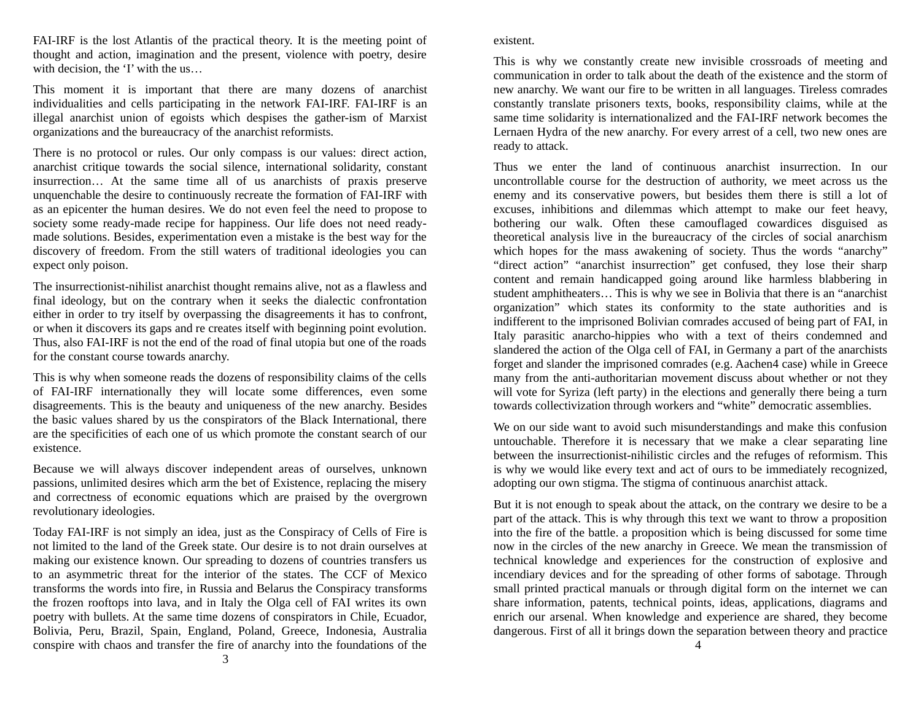FAI-IRF is the lost Atlantis of the practical theory. It is the meeting point of thought and action, imagination and the present, violence with poetry, desire with decision, the 'I' with the us…

This moment it is important that there are many dozens of anarchist individualities and cells participating in the network FAI-IRF. FAI-IRF is an illegal anarchist union of egoists which despises the gather-ism of Marxist organizations and the bureaucracy of the anarchist reformists.

There is no protocol or rules. Our only compass is our values: direct action, anarchist critique towards the social silence, international solidarity, constant insurrection… At the same time all of us anarchists of praxis preserve unquenchable the desire to continuously recreate the formation of FAI-IRF with as an epicenter the human desires. We do not even feel the need to propose to society some ready-made recipe for happiness. Our life does not need ready-made solutions. Besides, experimentation even a mistake is the best way for the discovery of freedom. From the still waters of traditional ideologies you can expect only poison.

The insurrectionist-nihilist anarchist thought remains alive, not as a flawless and final ideology, but on the contrary when it seeks the dialectic confrontation either in order to try itself by overpassing the disagreements it has to confront, or when it discovers its gaps and re creates itself with beginning point evolution. Thus, also FAI-IRF is not the end of the road of final utopia but one of the roads for the constant course towards anarchy.

This is why when someone reads the dozens of responsibility claims of the cells of FAI-IRF internationally they will locate some differences, even some disagreements. This is the beauty and uniqueness of the new anarchy. Besides the basic values shared by us the conspirators of the Black International, there are the specificities of each one of us which promote the constant search of our existence.

Because we will always discover independent areas of ourselves, unknown passions, unlimited desires which arm the bet of Existence, replacing the misery and correctness of economic equations which are praised by the overgrown revolutionary ideologies.

Today FAI-IRF is not simply an idea, just as the Conspiracy of Cells of Fire is not limited to the land of the Greek state. Our desire is to not drain ourselves at making our existence known. Our spreading to dozens of countries transfers us to an asymmetric threat for the interior of the states. The CCF of Mexico transforms the words into fire, in Russia and Belarus the Conspiracy transforms the frozen rooftops into lava, and in Italy the Olga cell of FAI writes its own poetry with bullets. At the same time dozens of conspirators in Chile, Ecuador, Bolivia, Peru, Brazil, Spain, England, Poland, Greece, Indonesia, Australia conspire with chaos and transfer the fire of anarchy into the foundations of the existent.

This is why we constantly create new invisible crossroads of meeting and communication in order to talk about the death of the existence and the storm of new anarchy. We want our fire to be written in all languages. Tireless comrades constantly translate prisoners texts, books, responsibility claims, while at the same time solidarity is internationalized and the FAI-IRF network becomes the Lernaen Hydra of the new anarchy. For every arrest of a cell, two new ones are ready to attack.

Thus we enter the land of continuous anarchist insurrection. In our uncontrollable course for the destruction of authority, we meet across us the enemy and its conservative powers, but besides them there is still a lot of excuses, inhibitions and dilemmas which attempt to make our feet heavy, bothering our walk. Often these camouflaged cowardices disguised as theoretical analysis live in the bureaucracy of the circles of social anarchism which hopes for the mass awakening of society. Thus the words "anarchy" "direct action" "anarchist insurrection" get confused, they lose their sharp content and remain handicapped going around like harmless blabbering in student amphitheaters… This is why we see in Bolivia that there is an "anarchist organization" which states its conformity to the state authorities and is indifferent to the imprisoned Bolivian comrades accused of being part of FAI, in Italy parasitic anarcho-hippies who with a text of theirs condemned and slandered the action of the Olga cell of FAI, in Germany a part of the anarchists forget and slander the imprisoned comrades (e.g. Aachen4 case) while in Greece many from the anti-authoritarian movement discuss about whether or not they will vote for Syriza (left party) in the elections and generally there being a turn towards collectivization through workers and "white" democratic assemblies.

We on our side want to avoid such misunderstandings and make this confusion untouchable. Therefore it is necessary that we make a clear separating line between the insurrectionist-nihilistic circles and the refuges of reformism. This is why we would like every text and act of ours to be immediately recognized, adopting our own stigma. The stigma of continuous anarchist attack.

But it is not enough to speak about the attack, on the contrary we desire to be a part of the attack. This is why through this text we want to throw a proposition into the fire of the battle. a proposition which is being discussed for some time now in the circles of the new anarchy in Greece. We mean the transmission of technical knowledge and experiences for the construction of explosive and incendiary devices and for the spreading of other forms of sabotage. Through small printed practical manuals or through digital form on the internet we can share information, patents, technical points, ideas, applications, diagrams and enrich our arsenal. When knowledge and experience are shared, they become dangerous. First of all it brings down the separation between theory and practice